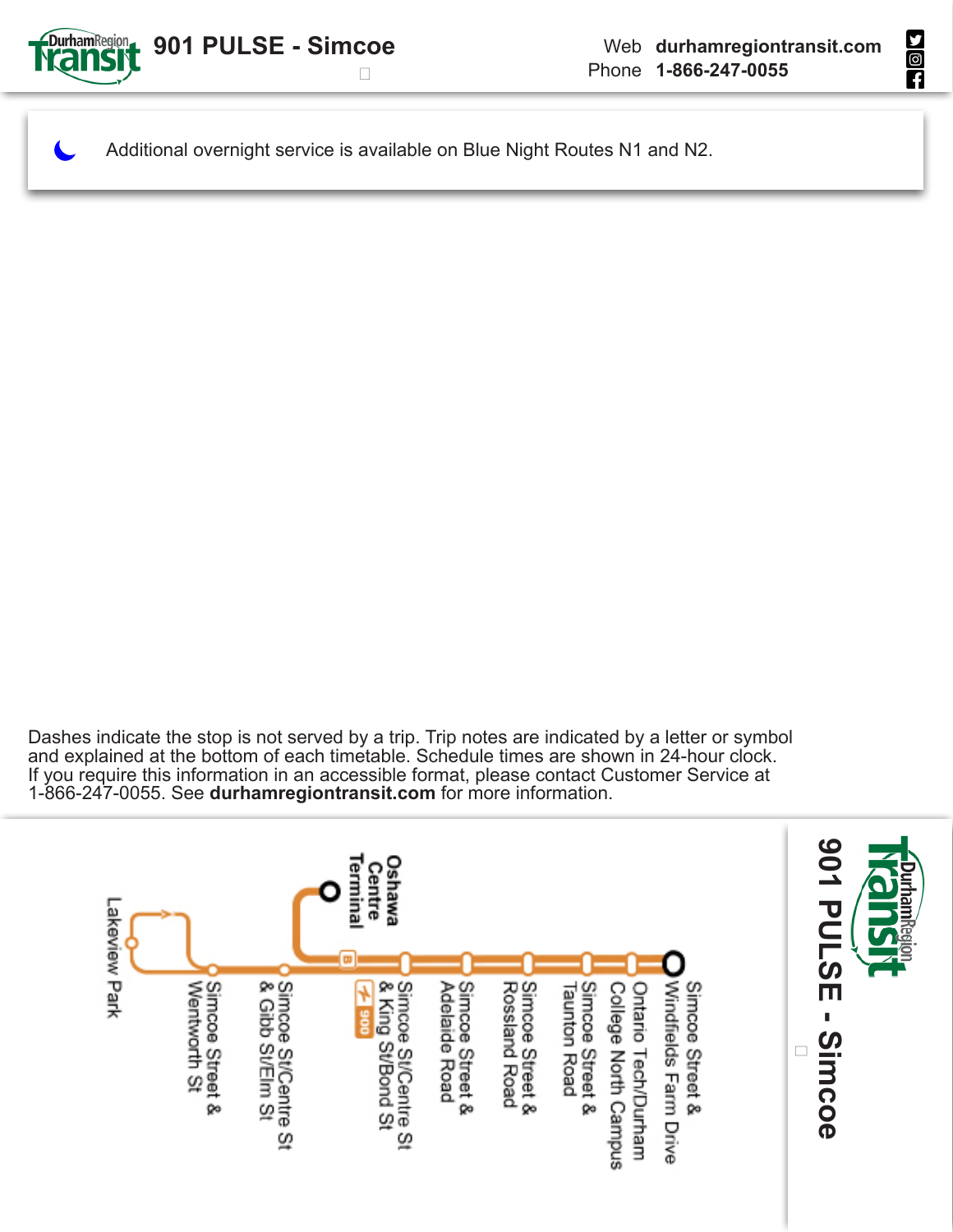# 901 PULSE - Simcoe

Web **durhamregiontransit.com**
Phone **1-866-247-0055**

Additional overnight service is available on Blue Night Routes N1 and N2.

Dashes indicate the stop is not served by a trip. Trip notes are indicated by a letter or symbol and explained at the bottom of each timetable. Schedule times are shown in 24-hour clock. If you require this information in an accessible format, please contact Customer Service at 1-866-247-0055. See **durhamregiontransit.com** for more information.

## 901 PULSE - Simcoe

- Simcoe Street & Windfields Farm Drive
- Ontario Tech/Durham College North Campus
- Simcoe Street & Taunton Road
- Simcoe Street & Rossland Road
- Simcoe Street & Adelaide Road
- Simcoe St/Centre St & King St/Bond St (900)
- Oshawa Centre Terminal
- Simcoe St/Centre St & Gibb St/Elm St
- Simcoe Street & Wentworth St
- Lakeview Park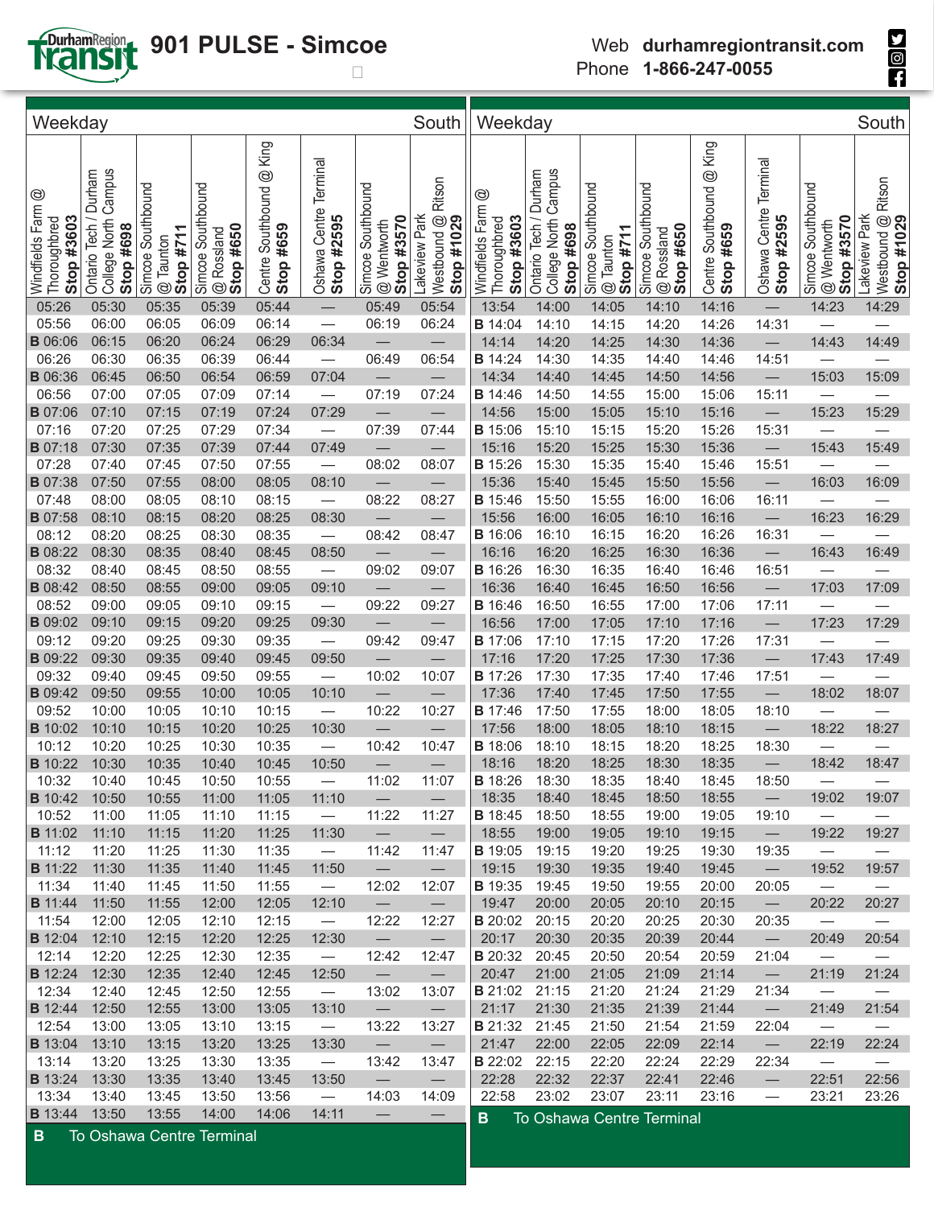# 901 PULSE - Simcoe

Web **durhamregiontransit.com**
Phone **1-866-247-0055**

## Weekday — South

| Windfields Farm @ Thoroughbred **Stop #3603** | Ontario Tech / Durham College North Campus **Stop #698** | Simcoe Southbound @ Taunton **Stop #711** | Simcoe Southbound @ Rossland **Stop #650** | Centre Southbound @ King **Stop #659** | Oshawa Centre Terminal **Stop #2595** | Simcoe Southbound @ Wentworth **Stop #3570** | Lakeview Park Westbound @ Ritson **Stop #1029** |
|---|---|---|---|---|---|---|---|
| 05:26 | 05:30 | 05:35 | 05:39 | 05:44 | — | 05:49 | 05:54 |
| 05:56 | 06:00 | 06:05 | 06:09 | 06:14 | — | 06:19 | 06:24 |
| B 06:06 | 06:15 | 06:20 | 06:24 | 06:29 | 06:34 | — | — |
| 06:26 | 06:30 | 06:35 | 06:39 | 06:44 | — | 06:49 | 06:54 |
| B 06:36 | 06:45 | 06:50 | 06:54 | 06:59 | 07:04 | — | — |
| 06:56 | 07:00 | 07:05 | 07:09 | 07:14 | — | 07:19 | 07:24 |
| B 07:06 | 07:10 | 07:15 | 07:19 | 07:24 | 07:29 | — | — |
| 07:16 | 07:20 | 07:25 | 07:29 | 07:34 | — | 07:39 | 07:44 |
| B 07:18 | 07:30 | 07:35 | 07:39 | 07:44 | 07:49 | — | — |
| 07:28 | 07:40 | 07:45 | 07:50 | 07:55 | — | 08:02 | 08:07 |
| B 07:38 | 07:50 | 07:55 | 08:00 | 08:05 | 08:10 | — | — |
| 07:48 | 08:00 | 08:05 | 08:10 | 08:15 | — | 08:22 | 08:27 |
| B 07:58 | 08:10 | 08:15 | 08:20 | 08:25 | 08:30 | — | — |
| 08:12 | 08:20 | 08:25 | 08:30 | 08:35 | — | 08:42 | 08:47 |
| B 08:22 | 08:30 | 08:35 | 08:40 | 08:45 | 08:50 | — | — |
| 08:32 | 08:40 | 08:45 | 08:50 | 08:55 | — | 09:02 | 09:07 |
| B 08:42 | 08:50 | 08:55 | 09:00 | 09:05 | 09:10 | — | — |
| 08:52 | 09:00 | 09:05 | 09:10 | 09:15 | — | 09:22 | 09:27 |
| B 09:02 | 09:10 | 09:15 | 09:20 | 09:25 | 09:30 | — | — |
| 09:12 | 09:20 | 09:25 | 09:30 | 09:35 | — | 09:42 | 09:47 |
| B 09:22 | 09:30 | 09:35 | 09:40 | 09:45 | 09:50 | — | — |
| 09:32 | 09:40 | 09:45 | 09:50 | 09:55 | — | 10:02 | 10:07 |
| B 09:42 | 09:50 | 09:55 | 10:00 | 10:05 | 10:10 | — | — |
| 09:52 | 10:00 | 10:05 | 10:10 | 10:15 | — | 10:22 | 10:27 |
| B 10:02 | 10:10 | 10:15 | 10:20 | 10:25 | 10:30 | — | — |
| 10:12 | 10:20 | 10:25 | 10:30 | 10:35 | — | 10:42 | 10:47 |
| B 10:22 | 10:30 | 10:35 | 10:40 | 10:45 | 10:50 | — | — |
| 10:32 | 10:40 | 10:45 | 10:50 | 10:55 | — | 11:02 | 11:07 |
| B 10:42 | 10:50 | 10:55 | 11:00 | 11:05 | 11:10 | — | — |
| 10:52 | 11:00 | 11:05 | 11:10 | 11:15 | — | 11:22 | 11:27 |
| B 11:02 | 11:10 | 11:15 | 11:20 | 11:25 | 11:30 | — | — |
| 11:12 | 11:20 | 11:25 | 11:30 | 11:35 | — | 11:42 | 11:47 |
| B 11:22 | 11:30 | 11:35 | 11:40 | 11:45 | 11:50 | — | — |
| 11:34 | 11:40 | 11:45 | 11:50 | 11:55 | — | 12:02 | 12:07 |
| B 11:44 | 11:50 | 11:55 | 12:00 | 12:05 | 12:10 | — | — |
| 11:54 | 12:00 | 12:05 | 12:10 | 12:15 | — | 12:22 | 12:27 |
| B 12:04 | 12:10 | 12:15 | 12:20 | 12:25 | 12:30 | — | — |
| 12:14 | 12:20 | 12:25 | 12:30 | 12:35 | — | 12:42 | 12:47 |
| B 12:24 | 12:30 | 12:35 | 12:40 | 12:45 | 12:50 | — | — |
| 12:34 | 12:40 | 12:45 | 12:50 | 12:55 | — | 13:02 | 13:07 |
| B 12:44 | 12:50 | 12:55 | 13:00 | 13:05 | 13:10 | — | — |
| 12:54 | 13:00 | 13:05 | 13:10 | 13:15 | — | 13:22 | 13:27 |
| B 13:04 | 13:10 | 13:15 | 13:20 | 13:25 | 13:30 | — | — |
| 13:14 | 13:20 | 13:25 | 13:30 | 13:35 | — | 13:42 | 13:47 |
| B 13:24 | 13:30 | 13:35 | 13:40 | 13:45 | 13:50 | — | — |
| 13:34 | 13:40 | 13:45 | 13:50 | 13:56 | — | 14:03 | 14:09 |
| B 13:44 | 13:50 | 13:55 | 14:00 | 14:06 | 14:11 | — | — |
| 13:54 | 14:00 | 14:05 | 14:10 | 14:16 | — | 14:23 | 14:29 |
| B 14:04 | 14:10 | 14:15 | 14:20 | 14:26 | 14:31 | — | — |
| 14:14 | 14:20 | 14:25 | 14:30 | 14:36 | — | 14:43 | 14:49 |
| B 14:24 | 14:30 | 14:35 | 14:40 | 14:46 | 14:51 | — | — |
| 14:34 | 14:40 | 14:45 | 14:50 | 14:56 | — | 15:03 | 15:09 |
| B 14:46 | 14:50 | 14:55 | 15:00 | 15:06 | 15:11 | — | — |
| 14:56 | 15:00 | 15:05 | 15:10 | 15:16 | — | 15:23 | 15:29 |
| B 15:06 | 15:10 | 15:15 | 15:20 | 15:26 | 15:31 | — | — |
| 15:16 | 15:20 | 15:25 | 15:30 | 15:36 | — | 15:43 | 15:49 |
| B 15:26 | 15:30 | 15:35 | 15:40 | 15:46 | 15:51 | — | — |
| 15:36 | 15:40 | 15:45 | 15:50 | 15:56 | — | 16:03 | 16:09 |
| B 15:46 | 15:50 | 15:55 | 16:00 | 16:06 | 16:11 | — | — |
| 15:56 | 16:00 | 16:05 | 16:10 | 16:16 | — | 16:23 | 16:29 |
| B 16:06 | 16:10 | 16:15 | 16:20 | 16:26 | 16:31 | — | — |
| 16:16 | 16:20 | 16:25 | 16:30 | 16:36 | — | 16:43 | 16:49 |
| B 16:26 | 16:30 | 16:35 | 16:40 | 16:46 | 16:51 | — | — |
| 16:36 | 16:40 | 16:45 | 16:50 | 16:56 | — | 17:03 | 17:09 |
| B 16:46 | 16:50 | 16:55 | 17:00 | 17:06 | 17:11 | — | — |
| 16:56 | 17:00 | 17:05 | 17:10 | 17:16 | — | 17:23 | 17:29 |
| B 17:06 | 17:10 | 17:15 | 17:20 | 17:26 | 17:31 | — | — |
| 17:16 | 17:20 | 17:25 | 17:30 | 17:36 | — | 17:43 | 17:49 |
| B 17:26 | 17:30 | 17:35 | 17:40 | 17:46 | 17:51 | — | — |
| 17:36 | 17:40 | 17:45 | 17:50 | 17:55 | — | 18:02 | 18:07 |
| B 17:46 | 17:50 | 17:55 | 18:00 | 18:05 | 18:10 | — | — |
| 17:56 | 18:00 | 18:05 | 18:10 | 18:15 | — | 18:22 | 18:27 |
| B 18:06 | 18:10 | 18:15 | 18:20 | 18:25 | 18:30 | — | — |
| 18:16 | 18:20 | 18:25 | 18:30 | 18:35 | — | 18:42 | 18:47 |
| B 18:26 | 18:30 | 18:35 | 18:40 | 18:45 | 18:50 | — | — |
| 18:35 | 18:40 | 18:45 | 18:50 | 18:55 | — | 19:02 | 19:07 |
| B 18:45 | 18:50 | 18:55 | 19:00 | 19:05 | 19:10 | — | — |
| 18:55 | 19:00 | 19:05 | 19:10 | 19:15 | — | 19:22 | 19:27 |
| B 19:05 | 19:15 | 19:20 | 19:25 | 19:30 | 19:35 | — | — |
| 19:15 | 19:30 | 19:35 | 19:40 | 19:45 | — | 19:52 | 19:57 |
| B 19:35 | 19:45 | 19:50 | 19:55 | 20:00 | 20:05 | — | — |
| 19:47 | 20:00 | 20:05 | 20:10 | 20:15 | — | 20:22 | 20:27 |
| B 20:02 | 20:15 | 20:20 | 20:25 | 20:30 | 20:35 | — | — |
| 20:17 | 20:30 | 20:35 | 20:39 | 20:44 | — | 20:49 | 20:54 |
| B 20:32 | 20:45 | 20:50 | 20:54 | 20:59 | 21:04 | — | — |
| 20:47 | 21:00 | 21:05 | 21:09 | 21:14 | — | 21:19 | 21:24 |
| B 21:02 | 21:15 | 21:20 | 21:24 | 21:29 | 21:34 | — | — |
| 21:17 | 21:30 | 21:35 | 21:39 | 21:44 | — | 21:49 | 21:54 |
| B 21:32 | 21:45 | 21:50 | 21:54 | 21:59 | 22:04 | — | — |
| 21:47 | 22:00 | 22:05 | 22:09 | 22:14 | — | 22:19 | 22:24 |
| B 22:02 | 22:15 | 22:20 | 22:24 | 22:29 | 22:34 | — | — |
| 22:28 | 22:32 | 22:37 | 22:41 | 22:46 | — | 22:51 | 22:56 |
| 22:58 | 23:02 | 23:07 | 23:11 | 23:16 | — | 23:21 | 23:26 |

**B** To Oshawa Centre Terminal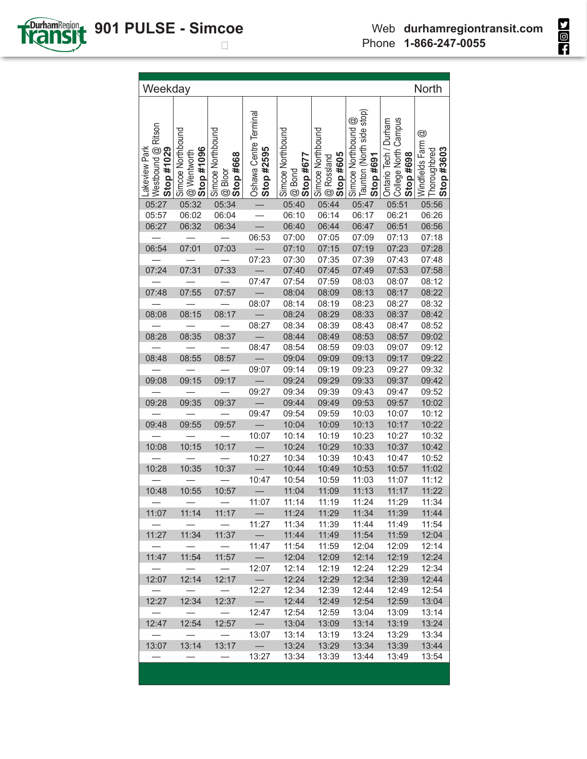# 901 PULSE - Simcoe

Web **durhamregiontransit.com**
Phone **1-866-247-0055**

| Weekday | | | | | | | | North |
|---|---|---|---|---|---|---|---|---|
| Lakeview Park Westbound @ Ritson **Stop #1029** | Simcoe Northbound @ Wentworth **Stop #1096** | Simcoe Northbound @ Bloor **Stop #668** | Oshawa Centre Terminal **Stop #2595** | Simcoe Northbound @ Bond **Stop #677** | Simcoe Northbound @ Rossland **Stop #605** | Simcoe Northbound @ Taunton (North side stop) **Stop #691** | Ontario Tech / Durham College North Campus **Stop #698** | Windfields Farm @ Thoroughbred **Stop #3603** |
| 05:27 | 05:32 | 05:34 | — | 05:40 | 05:44 | 05:47 | 05:51 | 05:56 |
| 05:57 | 06:02 | 06:04 | — | 06:10 | 06:14 | 06:17 | 06:21 | 06:26 |
| 06:27 | 06:32 | 06:34 | — | 06:40 | 06:44 | 06:47 | 06:51 | 06:56 |
| — | — | — | 06:53 | 07:00 | 07:05 | 07:09 | 07:13 | 07:18 |
| 06:54 | 07:01 | 07:03 | — | 07:10 | 07:15 | 07:19 | 07:23 | 07:28 |
| — | — | — | 07:23 | 07:30 | 07:35 | 07:39 | 07:43 | 07:48 |
| 07:24 | 07:31 | 07:33 | — | 07:40 | 07:45 | 07:49 | 07:53 | 07:58 |
| — | — | — | 07:47 | 07:54 | 07:59 | 08:03 | 08:07 | 08:12 |
| 07:48 | 07:55 | 07:57 | — | 08:04 | 08:09 | 08:13 | 08:17 | 08:22 |
| — | — | — | 08:07 | 08:14 | 08:19 | 08:23 | 08:27 | 08:32 |
| 08:08 | 08:15 | 08:17 | — | 08:24 | 08:29 | 08:33 | 08:37 | 08:42 |
| — | — | — | 08:27 | 08:34 | 08:39 | 08:43 | 08:47 | 08:52 |
| 08:28 | 08:35 | 08:37 | — | 08:44 | 08:49 | 08:53 | 08:57 | 09:02 |
| — | — | — | 08:47 | 08:54 | 08:59 | 09:03 | 09:07 | 09:12 |
| 08:48 | 08:55 | 08:57 | — | 09:04 | 09:09 | 09:13 | 09:17 | 09:22 |
| — | — | — | 09:07 | 09:14 | 09:19 | 09:23 | 09:27 | 09:32 |
| 09:08 | 09:15 | 09:17 | — | 09:24 | 09:29 | 09:33 | 09:37 | 09:42 |
| — | — | — | 09:27 | 09:34 | 09:39 | 09:43 | 09:47 | 09:52 |
| 09:28 | 09:35 | 09:37 | — | 09:44 | 09:49 | 09:53 | 09:57 | 10:02 |
| — | — | — | 09:47 | 09:54 | 09:59 | 10:03 | 10:07 | 10:12 |
| 09:48 | 09:55 | 09:57 | — | 10:04 | 10:09 | 10:13 | 10:17 | 10:22 |
| — | — | — | 10:07 | 10:14 | 10:19 | 10:23 | 10:27 | 10:32 |
| 10:08 | 10:15 | 10:17 | — | 10:24 | 10:29 | 10:33 | 10:37 | 10:42 |
| — | — | — | 10:27 | 10:34 | 10:39 | 10:43 | 10:47 | 10:52 |
| 10:28 | 10:35 | 10:37 | — | 10:44 | 10:49 | 10:53 | 10:57 | 11:02 |
| — | — | — | 10:47 | 10:54 | 10:59 | 11:03 | 11:07 | 11:12 |
| 10:48 | 10:55 | 10:57 | — | 11:04 | 11:09 | 11:13 | 11:17 | 11:22 |
| — | — | — | 11:07 | 11:14 | 11:19 | 11:24 | 11:29 | 11:34 |
| 11:07 | 11:14 | 11:17 | — | 11:24 | 11:29 | 11:34 | 11:39 | 11:44 |
| — | — | — | 11:27 | 11:34 | 11:39 | 11:44 | 11:49 | 11:54 |
| 11:27 | 11:34 | 11:37 | — | 11:44 | 11:49 | 11:54 | 11:59 | 12:04 |
| — | — | — | 11:47 | 11:54 | 11:59 | 12:04 | 12:09 | 12:14 |
| 11:47 | 11:54 | 11:57 | — | 12:04 | 12:09 | 12:14 | 12:19 | 12:24 |
| — | — | — | 12:07 | 12:14 | 12:19 | 12:24 | 12:29 | 12:34 |
| 12:07 | 12:14 | 12:17 | — | 12:24 | 12:29 | 12:34 | 12:39 | 12:44 |
| — | — | — | 12:27 | 12:34 | 12:39 | 12:44 | 12:49 | 12:54 |
| 12:27 | 12:34 | 12:37 | — | 12:44 | 12:49 | 12:54 | 12:59 | 13:04 |
| — | — | — | 12:47 | 12:54 | 12:59 | 13:04 | 13:09 | 13:14 |
| 12:47 | 12:54 | 12:57 | — | 13:04 | 13:09 | 13:14 | 13:19 | 13:24 |
| — | — | — | 13:07 | 13:14 | 13:19 | 13:24 | 13:29 | 13:34 |
| 13:07 | 13:14 | 13:17 | — | 13:24 | 13:29 | 13:34 | 13:39 | 13:44 |
| — | — | — | 13:27 | 13:34 | 13:39 | 13:44 | 13:49 | 13:54 |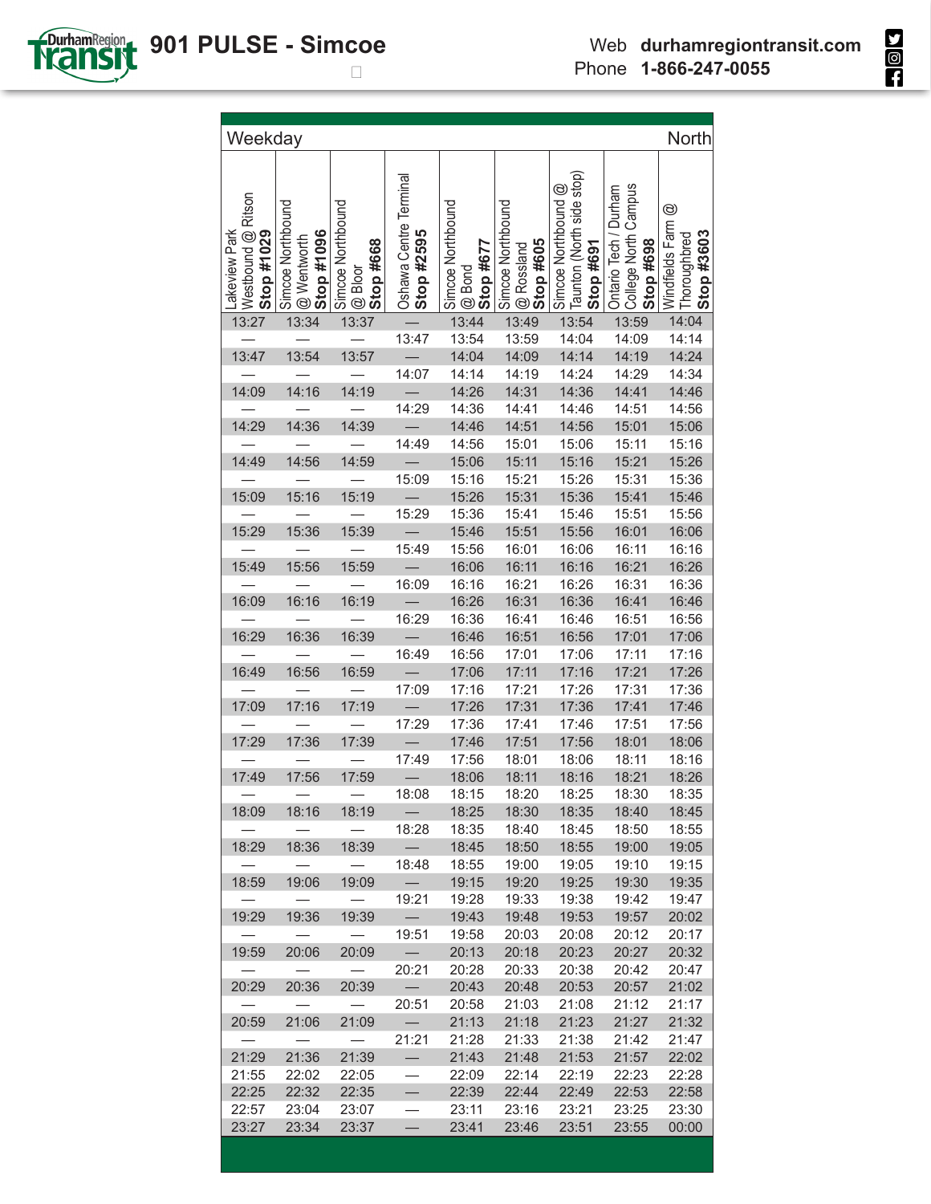# 901 PULSE - Simcoe

Web **durhamregiontransit.com**
Phone **1-866-247-0055**

| Weekday | | | | | | | | North |
|---|---|---|---|---|---|---|---|---|
| Lakeview Park Westbound @ Ritson **Stop #1029** | Simcoe Northbound @ Wentworth **Stop #1096** | Simcoe Northbound @ Bloor **Stop #668** | Oshawa Centre Terminal **Stop #2595** | Simcoe Northbound @ Bond **Stop #677** | Simcoe Northbound @ Rossland **Stop #605** | Simcoe Northbound @ Taunton (North side stop) **Stop #691** | Ontario Tech / Durham College North Campus **Stop #698** | Windfields Farm @ Thoroughbred **Stop #3603** |
| 13:27 | 13:34 | 13:37 | — | 13:44 | 13:49 | 13:54 | 13:59 | 14:04 |
| — | — | — | 13:47 | 13:54 | 13:59 | 14:04 | 14:09 | 14:14 |
| 13:47 | 13:54 | 13:57 | — | 14:04 | 14:09 | 14:14 | 14:19 | 14:24 |
| — | — | — | 14:07 | 14:14 | 14:19 | 14:24 | 14:29 | 14:34 |
| 14:09 | 14:16 | 14:19 | — | 14:26 | 14:31 | 14:36 | 14:41 | 14:46 |
| — | — | — | 14:29 | 14:36 | 14:41 | 14:46 | 14:51 | 14:56 |
| 14:29 | 14:36 | 14:39 | — | 14:46 | 14:51 | 14:56 | 15:01 | 15:06 |
| — | — | — | 14:49 | 14:56 | 15:01 | 15:06 | 15:11 | 15:16 |
| 14:49 | 14:56 | 14:59 | — | 15:06 | 15:11 | 15:16 | 15:21 | 15:26 |
| — | — | — | 15:09 | 15:16 | 15:21 | 15:26 | 15:31 | 15:36 |
| 15:09 | 15:16 | 15:19 | — | 15:26 | 15:31 | 15:36 | 15:41 | 15:46 |
| — | — | — | 15:29 | 15:36 | 15:41 | 15:46 | 15:51 | 15:56 |
| 15:29 | 15:36 | 15:39 | — | 15:46 | 15:51 | 15:56 | 16:01 | 16:06 |
| — | — | — | 15:49 | 15:56 | 16:01 | 16:06 | 16:11 | 16:16 |
| 15:49 | 15:56 | 15:59 | — | 16:06 | 16:11 | 16:16 | 16:21 | 16:26 |
| — | — | — | 16:09 | 16:16 | 16:21 | 16:26 | 16:31 | 16:36 |
| 16:09 | 16:16 | 16:19 | — | 16:26 | 16:31 | 16:36 | 16:41 | 16:46 |
| — | — | — | 16:29 | 16:36 | 16:41 | 16:46 | 16:51 | 16:56 |
| 16:29 | 16:36 | 16:39 | — | 16:46 | 16:51 | 16:56 | 17:01 | 17:06 |
| — | — | — | 16:49 | 16:56 | 17:01 | 17:06 | 17:11 | 17:16 |
| 16:49 | 16:56 | 16:59 | — | 17:06 | 17:11 | 17:16 | 17:21 | 17:26 |
| — | — | — | 17:09 | 17:16 | 17:21 | 17:26 | 17:31 | 17:36 |
| 17:09 | 17:16 | 17:19 | — | 17:26 | 17:31 | 17:36 | 17:41 | 17:46 |
| — | — | — | 17:29 | 17:36 | 17:41 | 17:46 | 17:51 | 17:56 |
| 17:29 | 17:36 | 17:39 | — | 17:46 | 17:51 | 17:56 | 18:01 | 18:06 |
| — | — | — | 17:49 | 17:56 | 18:01 | 18:06 | 18:11 | 18:16 |
| 17:49 | 17:56 | 17:59 | — | 18:06 | 18:11 | 18:16 | 18:21 | 18:26 |
| — | — | — | 18:08 | 18:15 | 18:20 | 18:25 | 18:30 | 18:35 |
| 18:09 | 18:16 | 18:19 | — | 18:25 | 18:30 | 18:35 | 18:40 | 18:45 |
| — | — | — | 18:28 | 18:35 | 18:40 | 18:45 | 18:50 | 18:55 |
| 18:29 | 18:36 | 18:39 | — | 18:45 | 18:50 | 18:55 | 19:00 | 19:05 |
| — | — | — | 18:48 | 18:55 | 19:00 | 19:05 | 19:10 | 19:15 |
| 18:59 | 19:06 | 19:09 | — | 19:15 | 19:20 | 19:25 | 19:30 | 19:35 |
| — | — | — | 19:21 | 19:28 | 19:33 | 19:38 | 19:42 | 19:47 |
| 19:29 | 19:36 | 19:39 | — | 19:43 | 19:48 | 19:53 | 19:57 | 20:02 |
| — | — | — | 19:51 | 19:58 | 20:03 | 20:08 | 20:12 | 20:17 |
| 19:59 | 20:06 | 20:09 | — | 20:13 | 20:18 | 20:23 | 20:27 | 20:32 |
| — | — | — | 20:21 | 20:28 | 20:33 | 20:38 | 20:42 | 20:47 |
| 20:29 | 20:36 | 20:39 | — | 20:43 | 20:48 | 20:53 | 20:57 | 21:02 |
| — | — | — | 20:51 | 20:58 | 21:03 | 21:08 | 21:12 | 21:17 |
| 20:59 | 21:06 | 21:09 | — | 21:13 | 21:18 | 21:23 | 21:27 | 21:32 |
| — | — | — | 21:21 | 21:28 | 21:33 | 21:38 | 21:42 | 21:47 |
| 21:29 | 21:36 | 21:39 | — | 21:43 | 21:48 | 21:53 | 21:57 | 22:02 |
| 21:55 | 22:02 | 22:05 | — | 22:09 | 22:14 | 22:19 | 22:23 | 22:28 |
| 22:25 | 22:32 | 22:35 | — | 22:39 | 22:44 | 22:49 | 22:53 | 22:58 |
| 22:57 | 23:04 | 23:07 | — | 23:11 | 23:16 | 23:21 | 23:25 | 23:30 |
| 23:27 | 23:34 | 23:37 | — | 23:41 | 23:46 | 23:51 | 23:55 | 00:00 |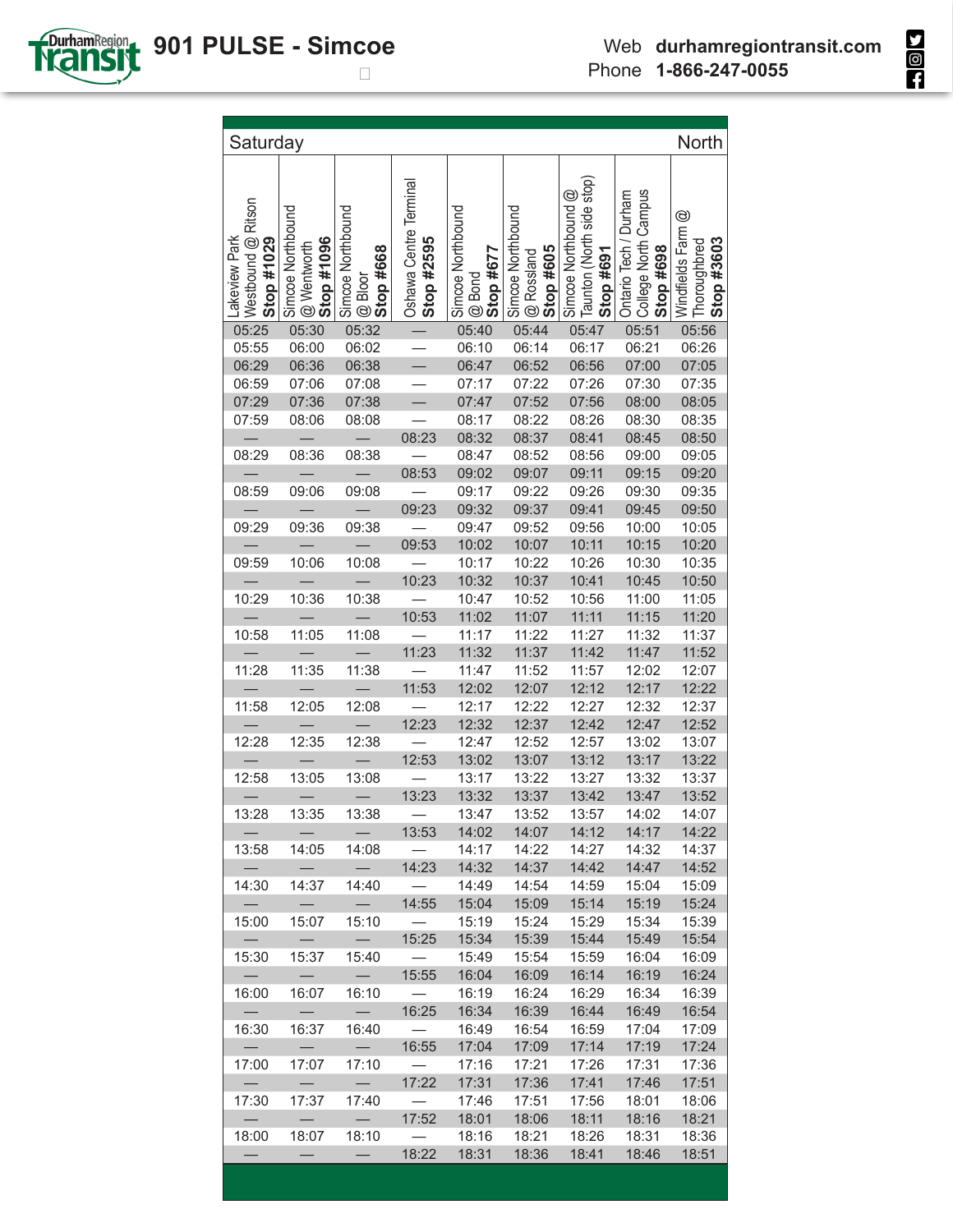# 901 PULSE - Simcoe

Web **durhamregiontransit.com**
Phone **1-866-247-0055**

| Saturday | | | | | | | | North |
|---|---|---|---|---|---|---|---|---|
| Lakeview Park Westbound @ Ritson **Stop #1029** | Simcoe Northbound @ Wentworth **Stop #1096** | Simcoe Northbound @ Bloor **Stop #668** | Oshawa Centre Terminal **Stop #2595** | Simcoe Northbound @ Bond **Stop #677** | Simcoe Northbound @ Rossland **Stop #605** | Simcoe Northbound @ Taunton (North side stop) **Stop #691** | Ontario Tech / Durham College North Campus **Stop #698** | Windfields Farm @ Thoroughbred **Stop #3603** |
| 05:25 | 05:30 | 05:32 | — | 05:40 | 05:44 | 05:47 | 05:51 | 05:56 |
| 05:55 | 06:00 | 06:02 | — | 06:10 | 06:14 | 06:17 | 06:21 | 06:26 |
| 06:29 | 06:36 | 06:38 | — | 06:47 | 06:52 | 06:56 | 07:00 | 07:05 |
| 06:59 | 07:06 | 07:08 | — | 07:17 | 07:22 | 07:26 | 07:30 | 07:35 |
| 07:29 | 07:36 | 07:38 | — | 07:47 | 07:52 | 07:56 | 08:00 | 08:05 |
| 07:59 | 08:06 | 08:08 | — | 08:17 | 08:22 | 08:26 | 08:30 | 08:35 |
| — | — | — | 08:23 | 08:32 | 08:37 | 08:41 | 08:45 | 08:50 |
| 08:29 | 08:36 | 08:38 | — | 08:47 | 08:52 | 08:56 | 09:00 | 09:05 |
| — | — | — | 08:53 | 09:02 | 09:07 | 09:11 | 09:15 | 09:20 |
| 08:59 | 09:06 | 09:08 | — | 09:17 | 09:22 | 09:26 | 09:30 | 09:35 |
| — | — | — | 09:23 | 09:32 | 09:37 | 09:41 | 09:45 | 09:50 |
| 09:29 | 09:36 | 09:38 | — | 09:47 | 09:52 | 09:56 | 10:00 | 10:05 |
| — | — | — | 09:53 | 10:02 | 10:07 | 10:11 | 10:15 | 10:20 |
| 09:59 | 10:06 | 10:08 | — | 10:17 | 10:22 | 10:26 | 10:30 | 10:35 |
| — | — | — | 10:23 | 10:32 | 10:37 | 10:41 | 10:45 | 10:50 |
| 10:29 | 10:36 | 10:38 | — | 10:47 | 10:52 | 10:56 | 11:00 | 11:05 |
| — | — | — | 10:53 | 11:02 | 11:07 | 11:11 | 11:15 | 11:20 |
| 10:58 | 11:05 | 11:08 | — | 11:17 | 11:22 | 11:27 | 11:32 | 11:37 |
| — | — | — | 11:23 | 11:32 | 11:37 | 11:42 | 11:47 | 11:52 |
| 11:28 | 11:35 | 11:38 | — | 11:47 | 11:52 | 11:57 | 12:02 | 12:07 |
| — | — | — | 11:53 | 12:02 | 12:07 | 12:12 | 12:17 | 12:22 |
| 11:58 | 12:05 | 12:08 | — | 12:17 | 12:22 | 12:27 | 12:32 | 12:37 |
| — | — | — | 12:23 | 12:32 | 12:37 | 12:42 | 12:47 | 12:52 |
| 12:28 | 12:35 | 12:38 | — | 12:47 | 12:52 | 12:57 | 13:02 | 13:07 |
| — | — | — | 12:53 | 13:02 | 13:07 | 13:12 | 13:17 | 13:22 |
| 12:58 | 13:05 | 13:08 | — | 13:17 | 13:22 | 13:27 | 13:32 | 13:37 |
| — | — | — | 13:23 | 13:32 | 13:37 | 13:42 | 13:47 | 13:52 |
| 13:28 | 13:35 | 13:38 | — | 13:47 | 13:52 | 13:57 | 14:02 | 14:07 |
| — | — | — | 13:53 | 14:02 | 14:07 | 14:12 | 14:17 | 14:22 |
| 13:58 | 14:05 | 14:08 | — | 14:17 | 14:22 | 14:27 | 14:32 | 14:37 |
| — | — | — | 14:23 | 14:32 | 14:37 | 14:42 | 14:47 | 14:52 |
| 14:30 | 14:37 | 14:40 | — | 14:49 | 14:54 | 14:59 | 15:04 | 15:09 |
| — | — | — | 14:55 | 15:04 | 15:09 | 15:14 | 15:19 | 15:24 |
| 15:00 | 15:07 | 15:10 | — | 15:19 | 15:24 | 15:29 | 15:34 | 15:39 |
| — | — | — | 15:25 | 15:34 | 15:39 | 15:44 | 15:49 | 15:54 |
| 15:30 | 15:37 | 15:40 | — | 15:49 | 15:54 | 15:59 | 16:04 | 16:09 |
| — | — | — | 15:55 | 16:04 | 16:09 | 16:14 | 16:19 | 16:24 |
| 16:00 | 16:07 | 16:10 | — | 16:19 | 16:24 | 16:29 | 16:34 | 16:39 |
| — | — | — | 16:25 | 16:34 | 16:39 | 16:44 | 16:49 | 16:54 |
| 16:30 | 16:37 | 16:40 | — | 16:49 | 16:54 | 16:59 | 17:04 | 17:09 |
| — | — | — | 16:55 | 17:04 | 17:09 | 17:14 | 17:19 | 17:24 |
| 17:00 | 17:07 | 17:10 | — | 17:16 | 17:21 | 17:26 | 17:31 | 17:36 |
| — | — | — | 17:22 | 17:31 | 17:36 | 17:41 | 17:46 | 17:51 |
| 17:30 | 17:37 | 17:40 | — | 17:46 | 17:51 | 17:56 | 18:01 | 18:06 |
| — | — | — | 17:52 | 18:01 | 18:06 | 18:11 | 18:16 | 18:21 |
| 18:00 | 18:07 | 18:10 | — | 18:16 | 18:21 | 18:26 | 18:31 | 18:36 |
| — | — | — | 18:22 | 18:31 | 18:36 | 18:41 | 18:46 | 18:51 |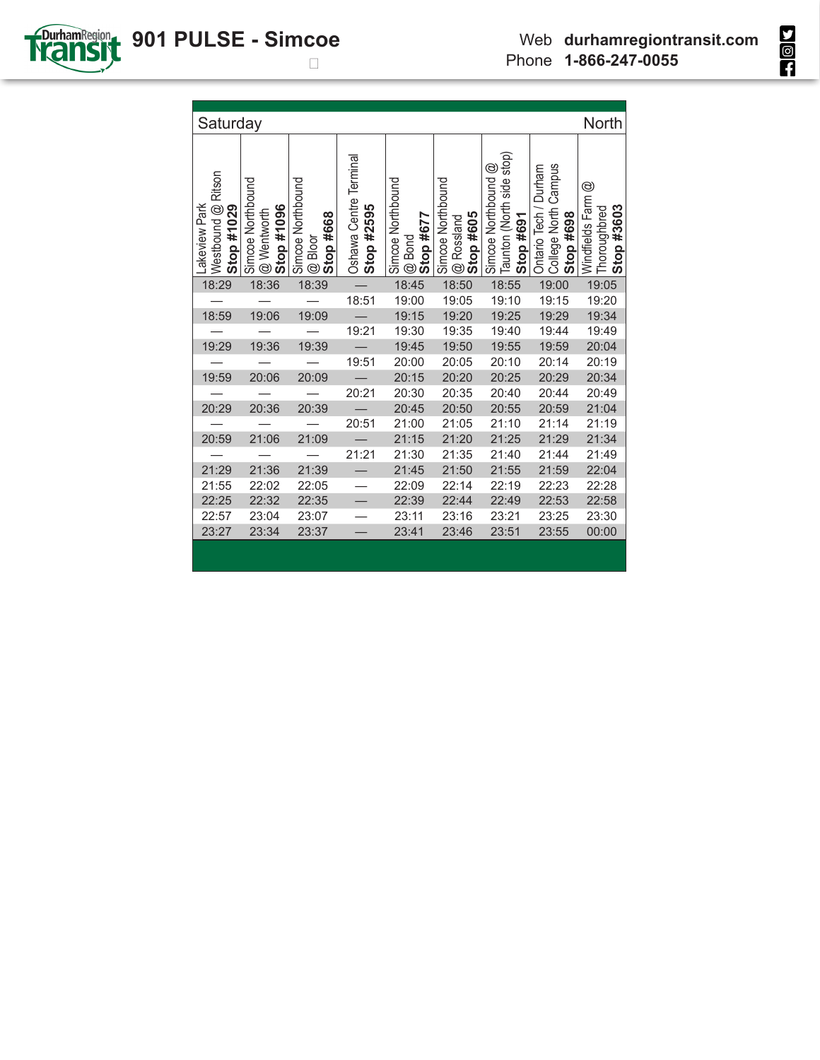# 901 PULSE - Simcoe

Web **durhamregiontransit.com**
Phone **1-866-247-0055**

| Saturday | | | | | | | | North |
|---|---|---|---|---|---|---|---|---|
| Lakeview Park Westbound @ Ritson **Stop #1029** | Simcoe Northbound @ Wentworth **Stop #1096** | Simcoe Northbound @ Bloor **Stop #668** | Oshawa Centre Terminal **Stop #2595** | Simcoe Northbound @ Bond **Stop #677** | Simcoe Northbound @ Rossland **Stop #605** | Simcoe Northbound @ Taunton (North side stop) **Stop #691** | Ontario Tech / Durham College North Campus **Stop #698** | Windfields Farm @ Thoroughbred **Stop #3603** |
| 18:29 | 18:36 | 18:39 | — | 18:45 | 18:50 | 18:55 | 19:00 | 19:05 |
| — | — | — | 18:51 | 19:00 | 19:05 | 19:10 | 19:15 | 19:20 |
| 18:59 | 19:06 | 19:09 | — | 19:15 | 19:20 | 19:25 | 19:29 | 19:34 |
| — | — | — | 19:21 | 19:30 | 19:35 | 19:40 | 19:44 | 19:49 |
| 19:29 | 19:36 | 19:39 | — | 19:45 | 19:50 | 19:55 | 19:59 | 20:04 |
| — | — | — | 19:51 | 20:00 | 20:05 | 20:10 | 20:14 | 20:19 |
| 19:59 | 20:06 | 20:09 | — | 20:15 | 20:20 | 20:25 | 20:29 | 20:34 |
| — | — | — | 20:21 | 20:30 | 20:35 | 20:40 | 20:44 | 20:49 |
| 20:29 | 20:36 | 20:39 | — | 20:45 | 20:50 | 20:55 | 20:59 | 21:04 |
| — | — | — | 20:51 | 21:00 | 21:05 | 21:10 | 21:14 | 21:19 |
| 20:59 | 21:06 | 21:09 | — | 21:15 | 21:20 | 21:25 | 21:29 | 21:34 |
| — | — | — | 21:21 | 21:30 | 21:35 | 21:40 | 21:44 | 21:49 |
| 21:29 | 21:36 | 21:39 | — | 21:45 | 21:50 | 21:55 | 21:59 | 22:04 |
| 21:55 | 22:02 | 22:05 | — | 22:09 | 22:14 | 22:19 | 22:23 | 22:28 |
| 22:25 | 22:32 | 22:35 | — | 22:39 | 22:44 | 22:49 | 22:53 | 22:58 |
| 22:57 | 23:04 | 23:07 | — | 23:11 | 23:16 | 23:21 | 23:25 | 23:30 |
| 23:27 | 23:34 | 23:37 | — | 23:41 | 23:46 | 23:51 | 23:55 | 00:00 |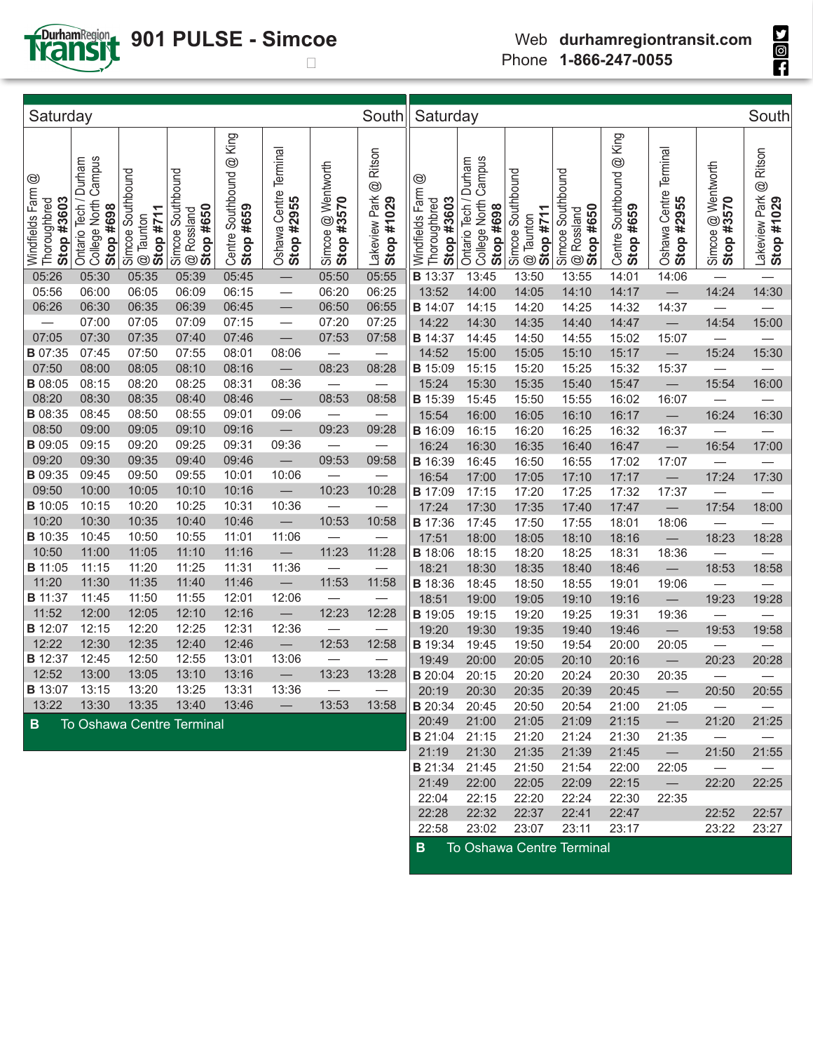# 901 PULSE - Simcoe

Web **durhamregiontransit.com**
Phone **1-866-247-0055**

## Saturday — South

| Windfields Farm @ Thoroughbred Stop #3603 | Ontario Tech / Durham College North Campus Stop #698 | Simcoe Southbound @ Taunton Stop #711 | Simcoe Southbound @ Rossland Stop #650 | Centre Southbound @ King Stop #659 | Oshawa Centre Terminal Stop #2955 | Simcoe @ Wentworth Stop #3570 | Lakeview Park @ Ritson Stop #1029 |
|---|---|---|---|---|---|---|---|
| 05:26 | 05:30 | 05:35 | 05:39 | 05:45 | — | 05:50 | 05:55 |
| 05:56 | 06:00 | 06:05 | 06:09 | 06:15 | — | 06:20 | 06:25 |
| 06:26 | 06:30 | 06:35 | 06:39 | 06:45 | — | 06:50 | 06:55 |
| — | 07:00 | 07:05 | 07:09 | 07:15 | — | 07:20 | 07:25 |
| 07:05 | 07:30 | 07:35 | 07:40 | 07:46 | — | 07:53 | 07:58 |
| B 07:35 | 07:45 | 07:50 | 07:55 | 08:01 | 08:06 | — | — |
| 07:50 | 08:00 | 08:05 | 08:10 | 08:16 | — | 08:23 | 08:28 |
| B 08:05 | 08:15 | 08:20 | 08:25 | 08:31 | 08:36 | — | — |
| 08:20 | 08:30 | 08:35 | 08:40 | 08:46 | — | 08:53 | 08:58 |
| B 08:35 | 08:45 | 08:50 | 08:55 | 09:01 | 09:06 | — | — |
| 08:50 | 09:00 | 09:05 | 09:10 | 09:16 | — | 09:23 | 09:28 |
| B 09:05 | 09:15 | 09:20 | 09:25 | 09:31 | 09:36 | — | — |
| 09:20 | 09:30 | 09:35 | 09:40 | 09:46 | — | 09:53 | 09:58 |
| B 09:35 | 09:45 | 09:50 | 09:55 | 10:01 | 10:06 | — | — |
| 09:50 | 10:00 | 10:05 | 10:10 | 10:16 | — | 10:23 | 10:28 |
| B 10:05 | 10:15 | 10:20 | 10:25 | 10:31 | 10:36 | — | — |
| 10:20 | 10:30 | 10:35 | 10:40 | 10:46 | — | 10:53 | 10:58 |
| B 10:35 | 10:45 | 10:50 | 10:55 | 11:01 | 11:06 | — | — |
| 10:50 | 11:00 | 11:05 | 11:10 | 11:16 | — | 11:23 | 11:28 |
| B 11:05 | 11:15 | 11:20 | 11:25 | 11:31 | 11:36 | — | — |
| 11:20 | 11:30 | 11:35 | 11:40 | 11:46 | — | 11:53 | 11:58 |
| B 11:37 | 11:45 | 11:50 | 11:55 | 12:01 | 12:06 | — | — |
| 11:52 | 12:00 | 12:05 | 12:10 | 12:16 | — | 12:23 | 12:28 |
| B 12:07 | 12:15 | 12:20 | 12:25 | 12:31 | 12:36 | — | — |
| 12:22 | 12:30 | 12:35 | 12:40 | 12:46 | — | 12:53 | 12:58 |
| B 12:37 | 12:45 | 12:50 | 12:55 | 13:01 | 13:06 | — | — |
| 12:52 | 13:00 | 13:05 | 13:10 | 13:16 | — | 13:23 | 13:28 |
| B 13:07 | 13:15 | 13:20 | 13:25 | 13:31 | 13:36 | — | — |
| 13:22 | 13:30 | 13:35 | 13:40 | 13:46 | — | 13:53 | 13:58 |
| B 13:37 | 13:45 | 13:50 | 13:55 | 14:01 | 14:06 | — | — |
| 13:52 | 14:00 | 14:05 | 14:10 | 14:17 | — | 14:24 | 14:30 |
| B 14:07 | 14:15 | 14:20 | 14:25 | 14:32 | 14:37 | — | — |
| 14:22 | 14:30 | 14:35 | 14:40 | 14:47 | — | 14:54 | 15:00 |
| B 14:37 | 14:45 | 14:50 | 14:55 | 15:02 | 15:07 | — | — |
| 14:52 | 15:00 | 15:05 | 15:10 | 15:17 | — | 15:24 | 15:30 |
| B 15:09 | 15:15 | 15:20 | 15:25 | 15:32 | 15:37 | — | — |
| 15:24 | 15:30 | 15:35 | 15:40 | 15:47 | — | 15:54 | 16:00 |
| B 15:39 | 15:45 | 15:50 | 15:55 | 16:02 | 16:07 | — | — |
| 15:54 | 16:00 | 16:05 | 16:10 | 16:17 | — | 16:24 | 16:30 |
| B 16:09 | 16:15 | 16:20 | 16:25 | 16:32 | 16:37 | — | — |
| 16:24 | 16:30 | 16:35 | 16:40 | 16:47 | — | 16:54 | 17:00 |
| B 16:39 | 16:45 | 16:50 | 16:55 | 17:02 | 17:07 | — | — |
| 16:54 | 17:00 | 17:05 | 17:10 | 17:17 | — | 17:24 | 17:30 |
| B 17:09 | 17:15 | 17:20 | 17:25 | 17:32 | 17:37 | — | — |
| 17:24 | 17:30 | 17:35 | 17:40 | 17:47 | — | 17:54 | 18:00 |
| B 17:36 | 17:45 | 17:50 | 17:55 | 18:01 | 18:06 | — | — |
| 17:51 | 18:00 | 18:05 | 18:10 | 18:16 | — | 18:23 | 18:28 |
| B 18:06 | 18:15 | 18:20 | 18:25 | 18:31 | 18:36 | — | — |
| 18:21 | 18:30 | 18:35 | 18:40 | 18:46 | — | 18:53 | 18:58 |
| B 18:36 | 18:45 | 18:50 | 18:55 | 19:01 | 19:06 | — | — |
| 18:51 | 19:00 | 19:05 | 19:10 | 19:16 | — | 19:23 | 19:28 |
| B 19:05 | 19:15 | 19:20 | 19:25 | 19:31 | 19:36 | — | — |
| 19:20 | 19:30 | 19:35 | 19:40 | 19:46 | — | 19:53 | 19:58 |
| B 19:34 | 19:45 | 19:50 | 19:54 | 20:00 | 20:05 | — | — |
| 19:49 | 20:00 | 20:05 | 20:10 | 20:16 | — | 20:23 | 20:28 |
| B 20:04 | 20:15 | 20:20 | 20:24 | 20:30 | 20:35 | — | — |
| 20:19 | 20:30 | 20:35 | 20:39 | 20:45 | — | 20:50 | 20:55 |
| B 20:34 | 20:45 | 20:50 | 20:54 | 21:00 | 21:05 | — | — |
| 20:49 | 21:00 | 21:05 | 21:09 | 21:15 | — | 21:20 | 21:25 |
| B 21:04 | 21:15 | 21:20 | 21:24 | 21:30 | 21:35 | — | — |
| 21:19 | 21:30 | 21:35 | 21:39 | 21:45 | — | 21:50 | 21:55 |
| B 21:34 | 21:45 | 21:50 | 21:54 | 22:00 | 22:05 | — | — |
| 21:49 | 22:00 | 22:05 | 22:09 | 22:15 | — | 22:20 | 22:25 |
| 22:04 | 22:15 | 22:20 | 22:24 | 22:30 | 22:35 | | |
| 22:28 | 22:32 | 22:37 | 22:41 | 22:47 | | 22:52 | 22:57 |
| 22:58 | 23:02 | 23:07 | 23:11 | 23:17 | | 23:22 | 23:27 |

**B** To Oshawa Centre Terminal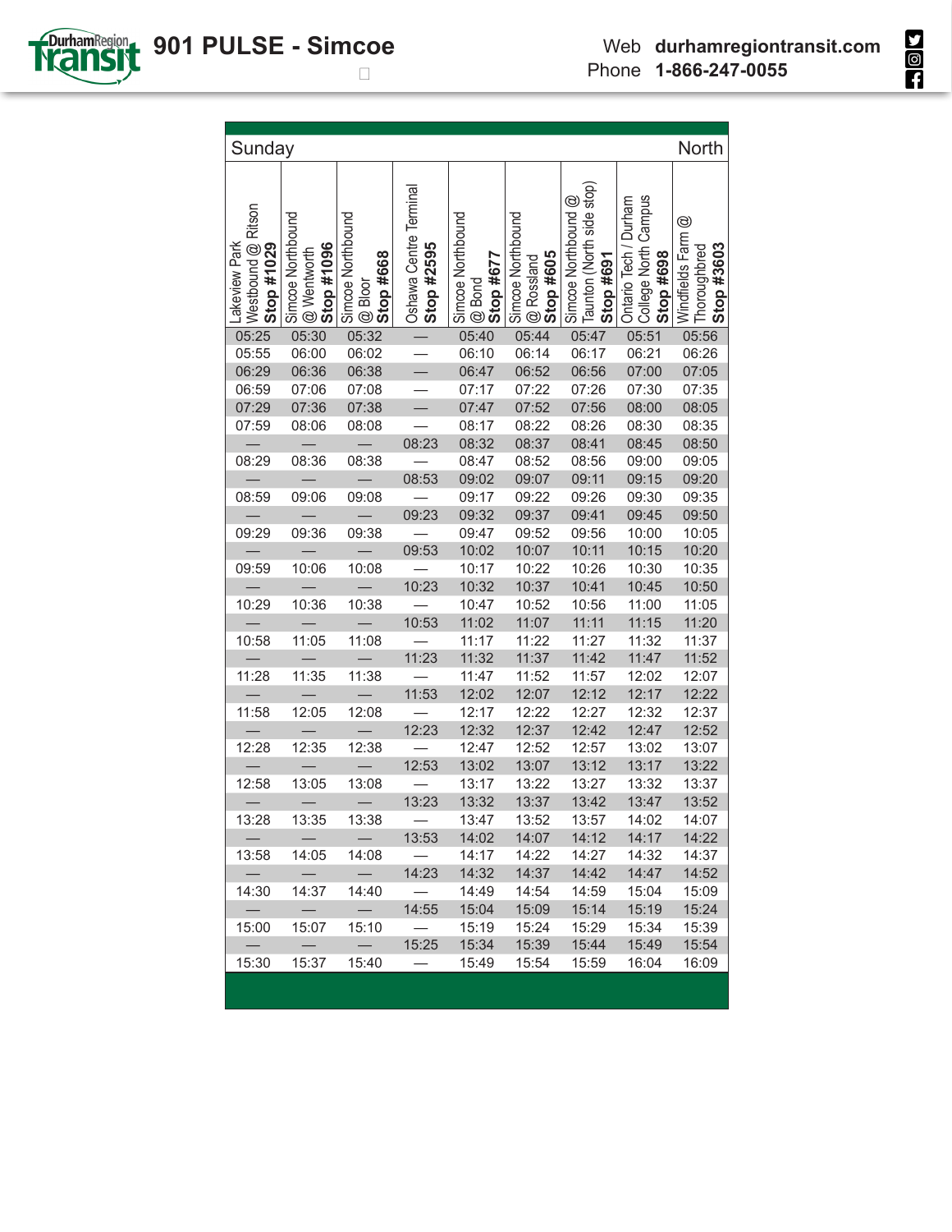# 901 PULSE - Simcoe

Web **durhamregiontransit.com**
Phone **1-866-247-0055**

| Sunday | | | | | | | | North |
|---|---|---|---|---|---|---|---|---|
| Lakeview Park Westbound @ Ritson **Stop #1029** | Simcoe Northbound @ Wentworth **Stop #1096** | Simcoe Northbound @ Bloor **Stop #668** | Oshawa Centre Terminal **Stop #2595** | Simcoe Northbound @ Bond **Stop #677** | Simcoe Northbound @ Rossland **Stop #605** | Simcoe Northbound @ Taunton (North side stop) **Stop #691** | Ontario Tech / Durham College North Campus **Stop #698** | Windfields Farm @ Thoroughbred **Stop #3603** |
| 05:25 | 05:30 | 05:32 | — | 05:40 | 05:44 | 05:47 | 05:51 | 05:56 |
| 05:55 | 06:00 | 06:02 | — | 06:10 | 06:14 | 06:17 | 06:21 | 06:26 |
| 06:29 | 06:36 | 06:38 | — | 06:47 | 06:52 | 06:56 | 07:00 | 07:05 |
| 06:59 | 07:06 | 07:08 | — | 07:17 | 07:22 | 07:26 | 07:30 | 07:35 |
| 07:29 | 07:36 | 07:38 | — | 07:47 | 07:52 | 07:56 | 08:00 | 08:05 |
| 07:59 | 08:06 | 08:08 | — | 08:17 | 08:22 | 08:26 | 08:30 | 08:35 |
| — | — | — | 08:23 | 08:32 | 08:37 | 08:41 | 08:45 | 08:50 |
| 08:29 | 08:36 | 08:38 | — | 08:47 | 08:52 | 08:56 | 09:00 | 09:05 |
| — | — | — | 08:53 | 09:02 | 09:07 | 09:11 | 09:15 | 09:20 |
| 08:59 | 09:06 | 09:08 | — | 09:17 | 09:22 | 09:26 | 09:30 | 09:35 |
| — | — | — | 09:23 | 09:32 | 09:37 | 09:41 | 09:45 | 09:50 |
| 09:29 | 09:36 | 09:38 | — | 09:47 | 09:52 | 09:56 | 10:00 | 10:05 |
| — | — | — | 09:53 | 10:02 | 10:07 | 10:11 | 10:15 | 10:20 |
| 09:59 | 10:06 | 10:08 | — | 10:17 | 10:22 | 10:26 | 10:30 | 10:35 |
| — | — | — | 10:23 | 10:32 | 10:37 | 10:41 | 10:45 | 10:50 |
| 10:29 | 10:36 | 10:38 | — | 10:47 | 10:52 | 10:56 | 11:00 | 11:05 |
| — | — | — | 10:53 | 11:02 | 11:07 | 11:11 | 11:15 | 11:20 |
| 10:58 | 11:05 | 11:08 | — | 11:17 | 11:22 | 11:27 | 11:32 | 11:37 |
| — | — | — | 11:23 | 11:32 | 11:37 | 11:42 | 11:47 | 11:52 |
| 11:28 | 11:35 | 11:38 | — | 11:47 | 11:52 | 11:57 | 12:02 | 12:07 |
| — | — | — | 11:53 | 12:02 | 12:07 | 12:12 | 12:17 | 12:22 |
| 11:58 | 12:05 | 12:08 | — | 12:17 | 12:22 | 12:27 | 12:32 | 12:37 |
| — | — | — | 12:23 | 12:32 | 12:37 | 12:42 | 12:47 | 12:52 |
| 12:28 | 12:35 | 12:38 | — | 12:47 | 12:52 | 12:57 | 13:02 | 13:07 |
| — | — | — | 12:53 | 13:02 | 13:07 | 13:12 | 13:17 | 13:22 |
| 12:58 | 13:05 | 13:08 | — | 13:17 | 13:22 | 13:27 | 13:32 | 13:37 |
| — | — | — | 13:23 | 13:32 | 13:37 | 13:42 | 13:47 | 13:52 |
| 13:28 | 13:35 | 13:38 | — | 13:47 | 13:52 | 13:57 | 14:02 | 14:07 |
| — | — | — | 13:53 | 14:02 | 14:07 | 14:12 | 14:17 | 14:22 |
| 13:58 | 14:05 | 14:08 | — | 14:17 | 14:22 | 14:27 | 14:32 | 14:37 |
| — | — | — | 14:23 | 14:32 | 14:37 | 14:42 | 14:47 | 14:52 |
| 14:30 | 14:37 | 14:40 | — | 14:49 | 14:54 | 14:59 | 15:04 | 15:09 |
| — | — | — | 14:55 | 15:04 | 15:09 | 15:14 | 15:19 | 15:24 |
| 15:00 | 15:07 | 15:10 | — | 15:19 | 15:24 | 15:29 | 15:34 | 15:39 |
| — | — | — | 15:25 | 15:34 | 15:39 | 15:44 | 15:49 | 15:54 |
| 15:30 | 15:37 | 15:40 | — | 15:49 | 15:54 | 15:59 | 16:04 | 16:09 |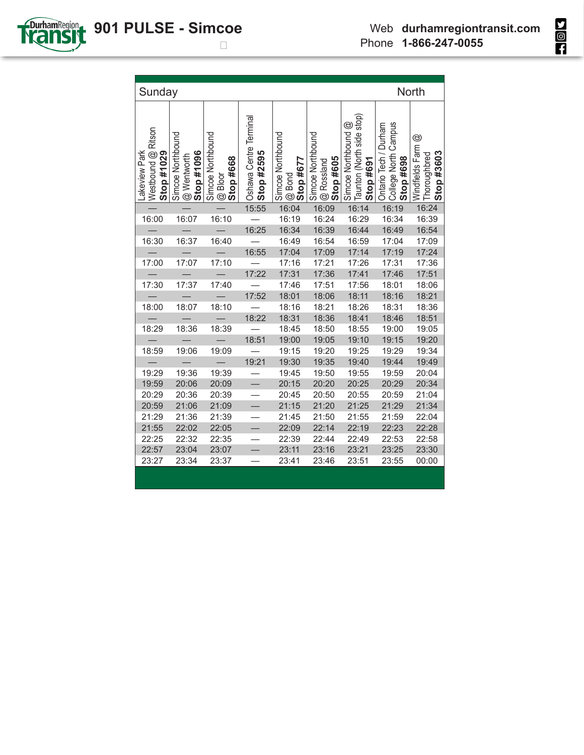# 901 PULSE - Simcoe

Web **durhamregiontransit.com**
Phone **1-866-247-0055**

Sunday — North

| Lakeview Park Westbound @ Ritson **Stop #1029** | Simcoe Northbound @ Wentworth **Stop #1096** | Simcoe Northbound @ Bloor **Stop #668** | Oshawa Centre Terminal **Stop #2595** | Simcoe Northbound @ Bond **Stop #677** | Simcoe Northbound @ Rossland **Stop #605** | Simcoe Northbound @ Taunton (North side stop) **Stop #691** | Ontario Tech / Durham College North Campus **Stop #698** | Windfields Farm @ Thoroughbred **Stop #3603** |
|---|---|---|---|---|---|---|---|---|
| — | — | — | 15:55 | 16:04 | 16:09 | 16:14 | 16:19 | 16:24 |
| 16:00 | 16:07 | 16:10 | — | 16:19 | 16:24 | 16:29 | 16:34 | 16:39 |
| — | — | — | 16:25 | 16:34 | 16:39 | 16:44 | 16:49 | 16:54 |
| 16:30 | 16:37 | 16:40 | — | 16:49 | 16:54 | 16:59 | 17:04 | 17:09 |
| — | — | — | 16:55 | 17:04 | 17:09 | 17:14 | 17:19 | 17:24 |
| 17:00 | 17:07 | 17:10 | — | 17:16 | 17:21 | 17:26 | 17:31 | 17:36 |
| — | — | — | 17:22 | 17:31 | 17:36 | 17:41 | 17:46 | 17:51 |
| 17:30 | 17:37 | 17:40 | — | 17:46 | 17:51 | 17:56 | 18:01 | 18:06 |
| — | — | — | 17:52 | 18:01 | 18:06 | 18:11 | 18:16 | 18:21 |
| 18:00 | 18:07 | 18:10 | — | 18:16 | 18:21 | 18:26 | 18:31 | 18:36 |
| — | — | — | 18:22 | 18:31 | 18:36 | 18:41 | 18:46 | 18:51 |
| 18:29 | 18:36 | 18:39 | — | 18:45 | 18:50 | 18:55 | 19:00 | 19:05 |
| — | — | — | 18:51 | 19:00 | 19:05 | 19:10 | 19:15 | 19:20 |
| 18:59 | 19:06 | 19:09 | — | 19:15 | 19:20 | 19:25 | 19:29 | 19:34 |
| — | — | — | 19:21 | 19:30 | 19:35 | 19:40 | 19:44 | 19:49 |
| 19:29 | 19:36 | 19:39 | — | 19:45 | 19:50 | 19:55 | 19:59 | 20:04 |
| 19:59 | 20:06 | 20:09 | — | 20:15 | 20:20 | 20:25 | 20:29 | 20:34 |
| 20:29 | 20:36 | 20:39 | — | 20:45 | 20:50 | 20:55 | 20:59 | 21:04 |
| 20:59 | 21:06 | 21:09 | — | 21:15 | 21:20 | 21:25 | 21:29 | 21:34 |
| 21:29 | 21:36 | 21:39 | — | 21:45 | 21:50 | 21:55 | 21:59 | 22:04 |
| 21:55 | 22:02 | 22:05 | — | 22:09 | 22:14 | 22:19 | 22:23 | 22:28 |
| 22:25 | 22:32 | 22:35 | — | 22:39 | 22:44 | 22:49 | 22:53 | 22:58 |
| 22:57 | 23:04 | 23:07 | — | 23:11 | 23:16 | 23:21 | 23:25 | 23:30 |
| 23:27 | 23:34 | 23:37 | — | 23:41 | 23:46 | 23:51 | 23:55 | 00:00 |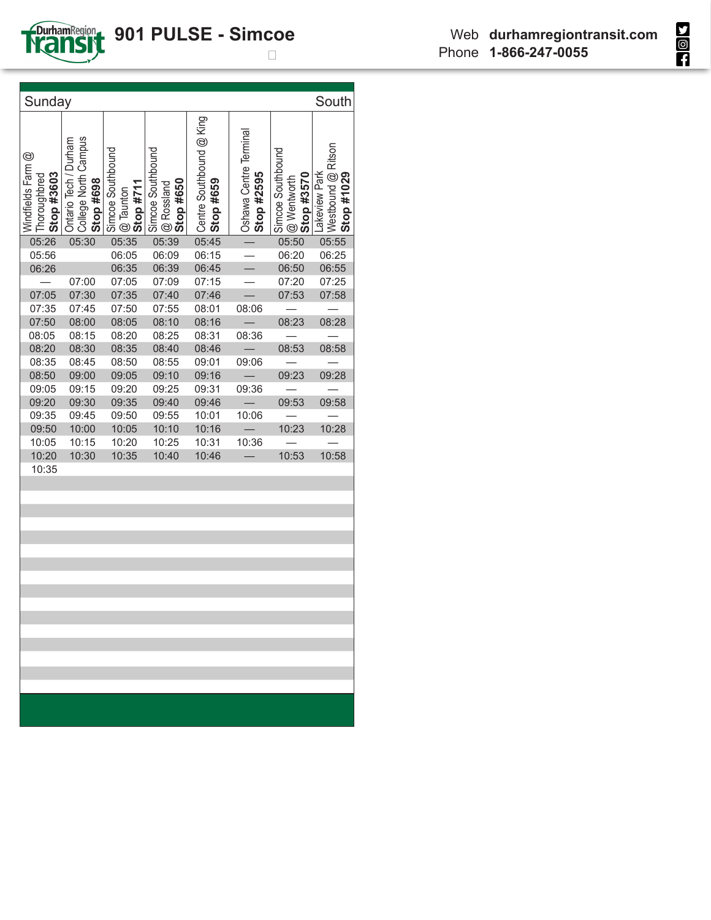# 901 PULSE - Simcoe

Web **durhamregiontransit.com**
Phone **1-866-247-0055**

Sunday — South

| Windfields Farm @ Thoroughbred **Stop #3603** | Ontario Tech / Durham College North Campus **Stop #698** | Simcoe Southbound @ Taunton **Stop #711** | Simcoe Southbound @ Rossland **Stop #650** | Centre Southbound @ King **Stop #659** | Oshawa Centre Terminal **Stop #2595** | Simcoe Southbound @ Wentworth **Stop #3570** | Lakeview Park Westbound @ Ritson **Stop #1029** |
|---|---|---|---|---|---|---|---|
| 05:26 | 05:30 | 05:35 | 05:39 | 05:45 | — | 05:50 | 05:55 |
| 05:56 | | 06:05 | 06:09 | 06:15 | — | 06:20 | 06:25 |
| 06:26 | | 06:35 | 06:39 | 06:45 | — | 06:50 | 06:55 |
| — | 07:00 | 07:05 | 07:09 | 07:15 | — | 07:20 | 07:25 |
| 07:05 | 07:30 | 07:35 | 07:40 | 07:46 | — | 07:53 | 07:58 |
| 07:35 | 07:45 | 07:50 | 07:55 | 08:01 | 08:06 | — | — |
| 07:50 | 08:00 | 08:05 | 08:10 | 08:16 | — | 08:23 | 08:28 |
| 08:05 | 08:15 | 08:20 | 08:25 | 08:31 | 08:36 | — | — |
| 08:20 | 08:30 | 08:35 | 08:40 | 08:46 | — | 08:53 | 08:58 |
| 08:35 | 08:45 | 08:50 | 08:55 | 09:01 | 09:06 | — | — |
| 08:50 | 09:00 | 09:05 | 09:10 | 09:16 | — | 09:23 | 09:28 |
| 09:05 | 09:15 | 09:20 | 09:25 | 09:31 | 09:36 | — | — |
| 09:20 | 09:30 | 09:35 | 09:40 | 09:46 | — | 09:53 | 09:58 |
| 09:35 | 09:45 | 09:50 | 09:55 | 10:01 | 10:06 | — | — |
| 09:50 | 10:00 | 10:05 | 10:10 | 10:16 | — | 10:23 | 10:28 |
| 10:05 | 10:15 | 10:20 | 10:25 | 10:31 | 10:36 | — | — |
| 10:20 | 10:30 | 10:35 | 10:40 | 10:46 | — | 10:53 | 10:58 |
| 10:35 | | | | | | | |